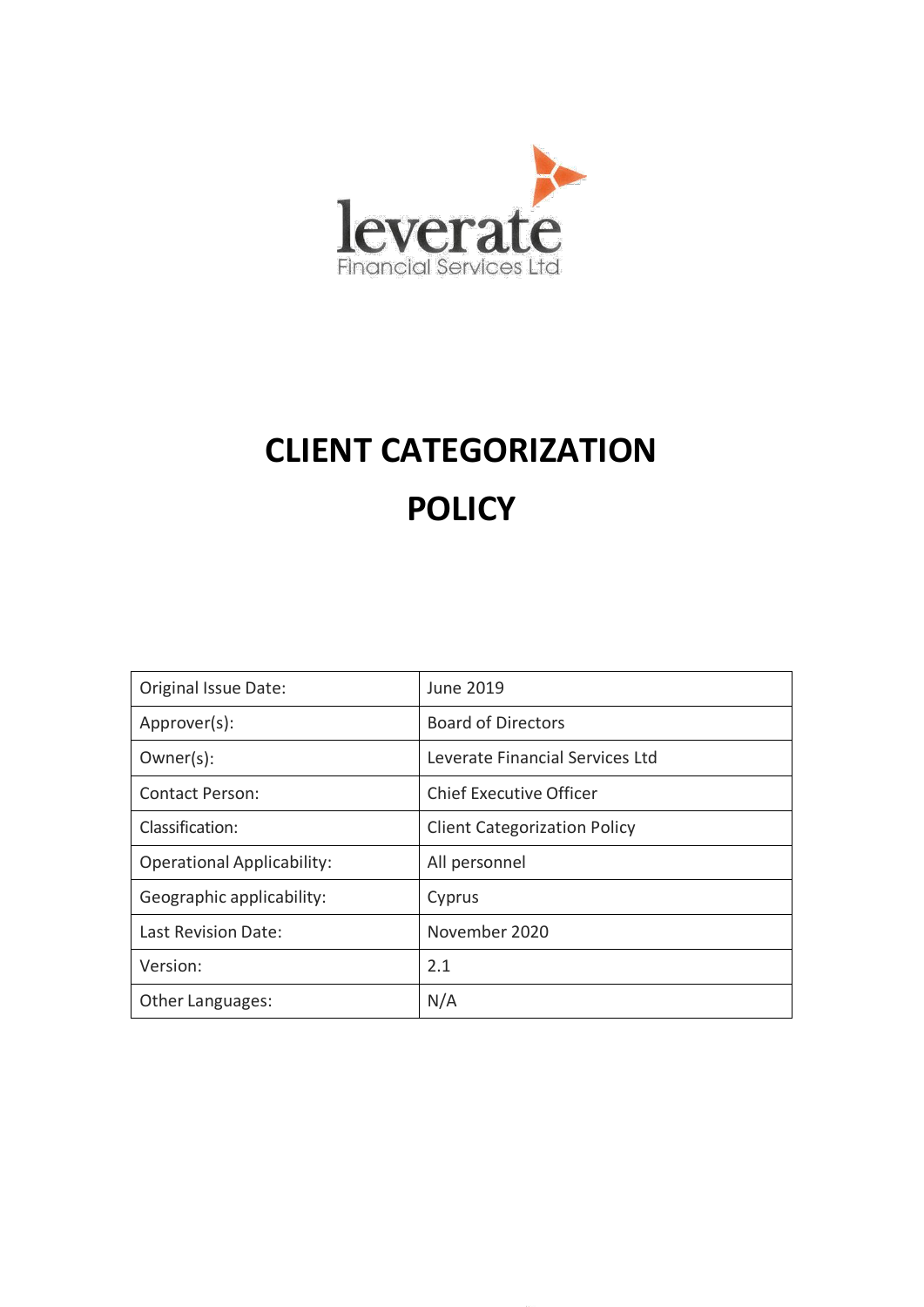leverate

Financial Services Ltd

# CLIENT CATEGORIZATION POLICY

| Original Issue Date: | June 2019 |
|---|---|
| Approver(s): | Board of Directors |
| Owner(s): | Leverate Financial Services Ltd |
| Contact Person: | Chief Executive Officer |
| Classification: | Client Categorization Policy |
| Operational Applicability: | All personnel |
| Geographic applicability: | Cyprus |
| Last Revision Date: | November 2020 |
| Version: | 2.1 |
| Other Languages: | N/A |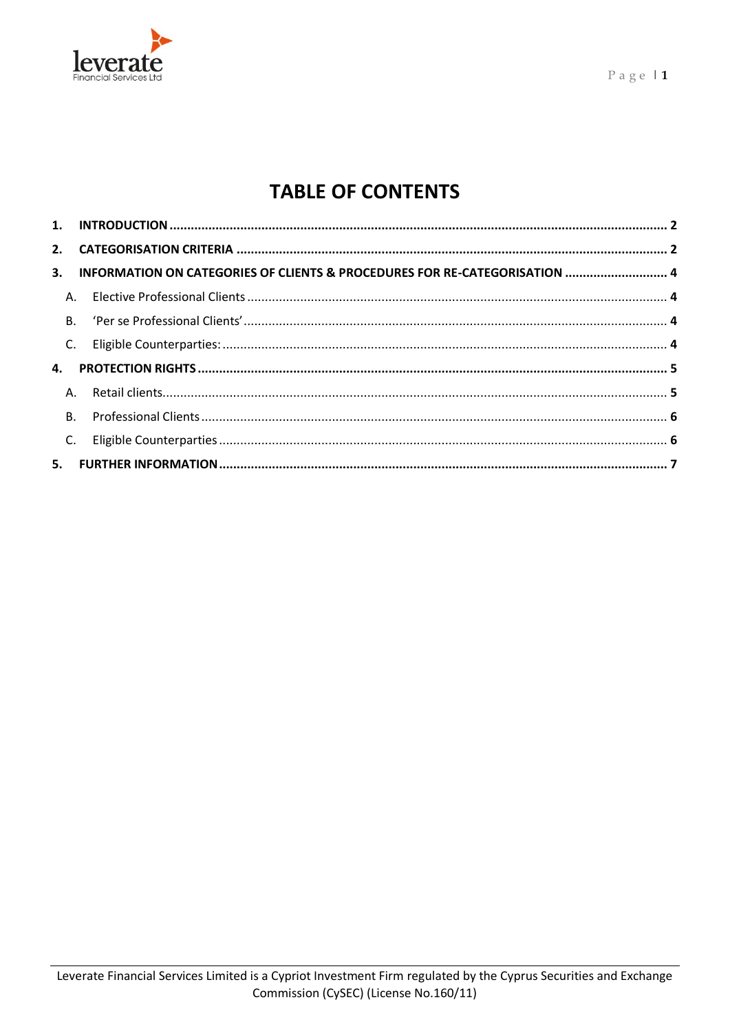# TABLE OF CONTENTS

1. INTRODUCTION ..... 2
2. CATEGORISATION CRITERIA ..... 2
3. INFORMATION ON CATEGORIES OF CLIENTS & PROCEDURES FOR RE-CATEGORISATION ..... 4
   - A. Elective Professional Clients ..... 4
   - B. 'Per se Professional Clients' ..... 4
   - C. Eligible Counterparties: ..... 4
4. PROTECTION RIGHTS ..... 5
   - A. Retail clients ..... 5
   - B. Professional Clients ..... 6
   - C. Eligible Counterparties ..... 6
5. FURTHER INFORMATION ..... 7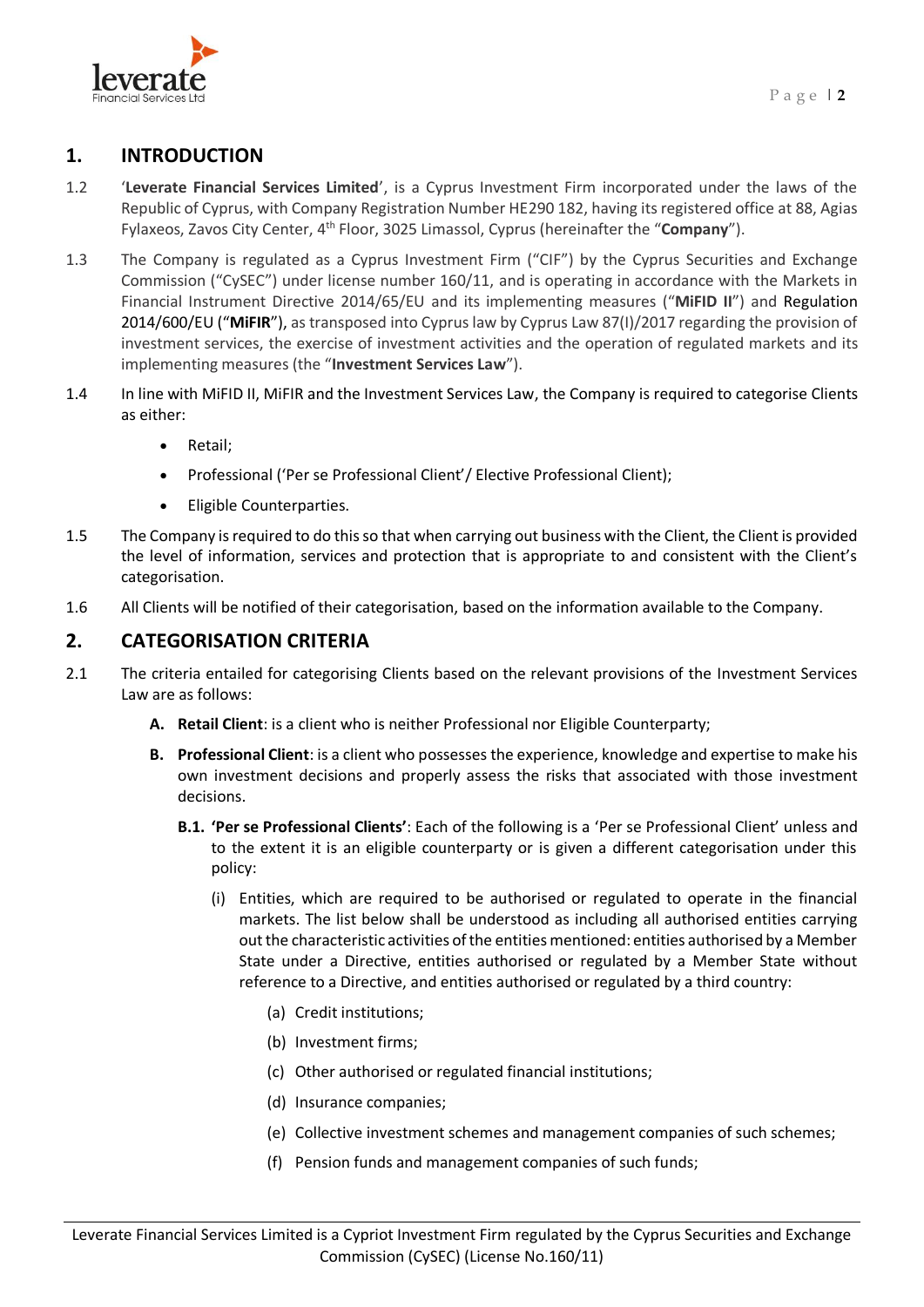## 1. INTRODUCTION

1.2 '**Leverate Financial Services Limited**', is a Cyprus Investment Firm incorporated under the laws of the Republic of Cyprus, with Company Registration Number HE290 182, having its registered office at 88, Agias Fylaxeos, Zavos City Center, 4th Floor, 3025 Limassol, Cyprus (hereinafter the "**Company**").

1.3 The Company is regulated as a Cyprus Investment Firm ("CIF") by the Cyprus Securities and Exchange Commission ("CySEC") under license number 160/11, and is operating in accordance with the Markets in Financial Instrument Directive 2014/65/EU and its implementing measures ("**MiFID II**") and Regulation 2014/600/EU ("**MiFIR**"), as transposed into Cyprus law by Cyprus Law 87(I)/2017 regarding the provision of investment services, the exercise of investment activities and the operation of regulated markets and its implementing measures (the "**Investment Services Law**").

1.4 In line with MiFID II, MiFIR and the Investment Services Law, the Company is required to categorise Clients as either:

- Retail;
- Professional ('Per se Professional Client'/ Elective Professional Client);
- Eligible Counterparties.

1.5 The Company is required to do this so that when carrying out business with the Client, the Client is provided the level of information, services and protection that is appropriate to and consistent with the Client's categorisation.

1.6 All Clients will be notified of their categorisation, based on the information available to the Company.

## 2. CATEGORISATION CRITERIA

2.1 The criteria entailed for categorising Clients based on the relevant provisions of the Investment Services Law are as follows:

**A. Retail Client**: is a client who is neither Professional nor Eligible Counterparty;

**B. Professional Client**: is a client who possesses the experience, knowledge and expertise to make his own investment decisions and properly assess the risks that associated with those investment decisions.

**B.1. 'Per se Professional Clients'**: Each of the following is a 'Per se Professional Client' unless and to the extent it is an eligible counterparty or is given a different categorisation under this policy:

(i) Entities, which are required to be authorised or regulated to operate in the financial markets. The list below shall be understood as including all authorised entities carrying out the characteristic activities of the entities mentioned: entities authorised by a Member State under a Directive, entities authorised or regulated by a Member State without reference to a Directive, and entities authorised or regulated by a third country:

(a) Credit institutions;

(b) Investment firms;

(c) Other authorised or regulated financial institutions;

(d) Insurance companies;

(e) Collective investment schemes and management companies of such schemes;

(f) Pension funds and management companies of such funds;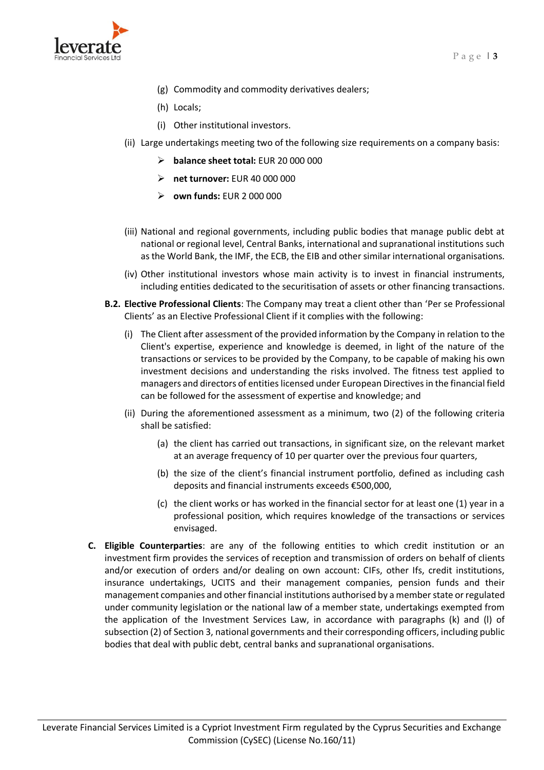(g) Commodity and commodity derivatives dealers;

(h) Locals;

(i) Other institutional investors.

(ii) Large undertakings meeting two of the following size requirements on a company basis:

- **balance sheet total:** EUR 20 000 000
- **net turnover:** EUR 40 000 000
- **own funds:** EUR 2 000 000

(iii) National and regional governments, including public bodies that manage public debt at national or regional level, Central Banks, international and supranational institutions such as the World Bank, the IMF, the ECB, the EIB and other similar international organisations.

(iv) Other institutional investors whose main activity is to invest in financial instruments, including entities dedicated to the securitisation of assets or other financing transactions.

**B.2. Elective Professional Clients**: The Company may treat a client other than 'Per se Professional Clients' as an Elective Professional Client if it complies with the following:

(i) The Client after assessment of the provided information by the Company in relation to the Client's expertise, experience and knowledge is deemed, in light of the nature of the transactions or services to be provided by the Company, to be capable of making his own investment decisions and understanding the risks involved. The fitness test applied to managers and directors of entities licensed under European Directives in the financial field can be followed for the assessment of expertise and knowledge; and

(ii) During the aforementioned assessment as a minimum, two (2) of the following criteria shall be satisfied:

(a) the client has carried out transactions, in significant size, on the relevant market at an average frequency of 10 per quarter over the previous four quarters,

(b) the size of the client's financial instrument portfolio, defined as including cash deposits and financial instruments exceeds €500,000,

(c) the client works or has worked in the financial sector for at least one (1) year in a professional position, which requires knowledge of the transactions or services envisaged.

**C. Eligible Counterparties**: are any of the following entities to which credit institution or an investment firm provides the services of reception and transmission of orders on behalf of clients and/or execution of orders and/or dealing on own account: CIFs, other Ifs, credit institutions, insurance undertakings, UCITS and their management companies, pension funds and their management companies and other financial institutions authorised by a member state or regulated under community legislation or the national law of a member state, undertakings exempted from the application of the Investment Services Law, in accordance with paragraphs (k) and (l) of subsection (2) of Section 3, national governments and their corresponding officers, including public bodies that deal with public debt, central banks and supranational organisations.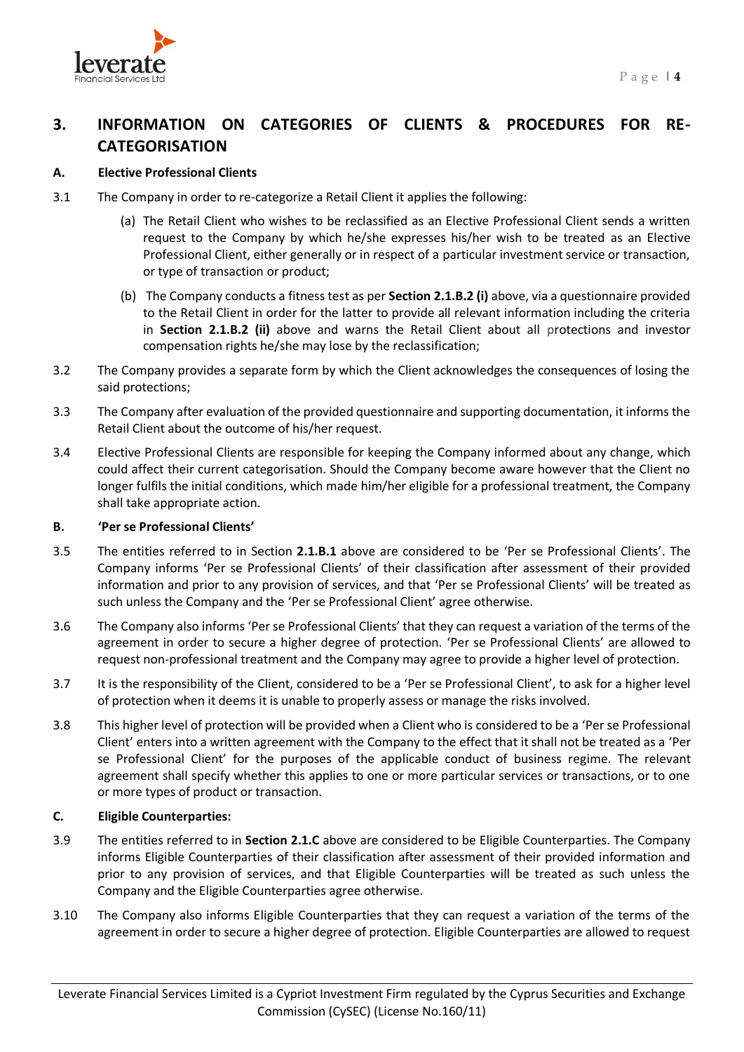## 3. INFORMATION ON CATEGORIES OF CLIENTS & PROCEDURES FOR RE-CATEGORISATION

**A. Elective Professional Clients**

3.1 The Company in order to re-categorize a Retail Client it applies the following:

(a) The Retail Client who wishes to be reclassified as an Elective Professional Client sends a written request to the Company by which he/she expresses his/her wish to be treated as an Elective Professional Client, either generally or in respect of a particular investment service or transaction, or type of transaction or product;

(b) The Company conducts a fitness test as per **Section 2.1.B.2 (i)** above, via a questionnaire provided to the Retail Client in order for the latter to provide all relevant information including the criteria in **Section 2.1.B.2 (ii)** above and warns the Retail Client about all protections and investor compensation rights he/she may lose by the reclassification;

3.2 The Company provides a separate form by which the Client acknowledges the consequences of losing the said protections;

3.3 The Company after evaluation of the provided questionnaire and supporting documentation, it informs the Retail Client about the outcome of his/her request.

3.4 Elective Professional Clients are responsible for keeping the Company informed about any change, which could affect their current categorisation. Should the Company become aware however that the Client no longer fulfils the initial conditions, which made him/her eligible for a professional treatment, the Company shall take appropriate action.

**B. 'Per se Professional Clients'**

3.5 The entities referred to in Section **2.1.B.1** above are considered to be 'Per se Professional Clients'. The Company informs 'Per se Professional Clients' of their classification after assessment of their provided information and prior to any provision of services, and that 'Per se Professional Clients' will be treated as such unless the Company and the 'Per se Professional Client' agree otherwise.

3.6 The Company also informs 'Per se Professional Clients' that they can request a variation of the terms of the agreement in order to secure a higher degree of protection. 'Per se Professional Clients' are allowed to request non-professional treatment and the Company may agree to provide a higher level of protection.

3.7 It is the responsibility of the Client, considered to be a 'Per se Professional Client', to ask for a higher level of protection when it deems it is unable to properly assess or manage the risks involved.

3.8 This higher level of protection will be provided when a Client who is considered to be a 'Per se Professional Client' enters into a written agreement with the Company to the effect that it shall not be treated as a 'Per se Professional Client' for the purposes of the applicable conduct of business regime. The relevant agreement shall specify whether this applies to one or more particular services or transactions, or to one or more types of product or transaction.

**C. Eligible Counterparties:**

3.9 The entities referred to in **Section 2.1.C** above are considered to be Eligible Counterparties. The Company informs Eligible Counterparties of their classification after assessment of their provided information and prior to any provision of services, and that Eligible Counterparties will be treated as such unless the Company and the Eligible Counterparties agree otherwise.

3.10 The Company also informs Eligible Counterparties that they can request a variation of the terms of the agreement in order to secure a higher degree of protection. Eligible Counterparties are allowed to request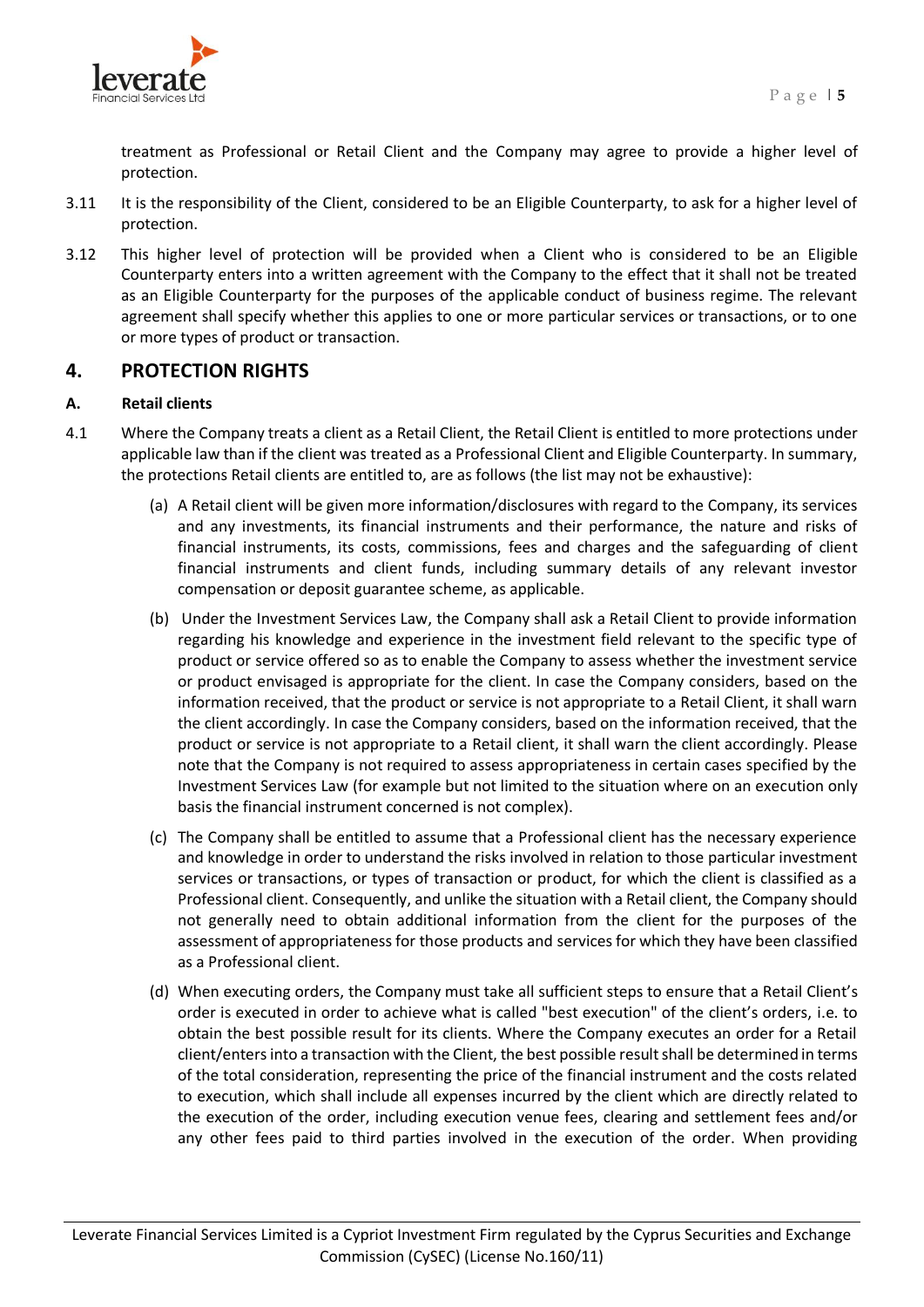treatment as Professional or Retail Client and the Company may agree to provide a higher level of protection.

3.11 It is the responsibility of the Client, considered to be an Eligible Counterparty, to ask for a higher level of protection.

3.12 This higher level of protection will be provided when a Client who is considered to be an Eligible Counterparty enters into a written agreement with the Company to the effect that it shall not be treated as an Eligible Counterparty for the purposes of the applicable conduct of business regime. The relevant agreement shall specify whether this applies to one or more particular services or transactions, or to one or more types of product or transaction.

## 4. PROTECTION RIGHTS

### A. Retail clients

4.1 Where the Company treats a client as a Retail Client, the Retail Client is entitled to more protections under applicable law than if the client was treated as a Professional Client and Eligible Counterparty. In summary, the protections Retail clients are entitled to, are as follows (the list may not be exhaustive):

(a) A Retail client will be given more information/disclosures with regard to the Company, its services and any investments, its financial instruments and their performance, the nature and risks of financial instruments, its costs, commissions, fees and charges and the safeguarding of client financial instruments and client funds, including summary details of any relevant investor compensation or deposit guarantee scheme, as applicable.

(b) Under the Investment Services Law, the Company shall ask a Retail Client to provide information regarding his knowledge and experience in the investment field relevant to the specific type of product or service offered so as to enable the Company to assess whether the investment service or product envisaged is appropriate for the client. In case the Company considers, based on the information received, that the product or service is not appropriate to a Retail Client, it shall warn the client accordingly. In case the Company considers, based on the information received, that the product or service is not appropriate to a Retail client, it shall warn the client accordingly. Please note that the Company is not required to assess appropriateness in certain cases specified by the Investment Services Law (for example but not limited to the situation where on an execution only basis the financial instrument concerned is not complex).

(c) The Company shall be entitled to assume that a Professional client has the necessary experience and knowledge in order to understand the risks involved in relation to those particular investment services or transactions, or types of transaction or product, for which the client is classified as a Professional client. Consequently, and unlike the situation with a Retail client, the Company should not generally need to obtain additional information from the client for the purposes of the assessment of appropriateness for those products and services for which they have been classified as a Professional client.

(d) When executing orders, the Company must take all sufficient steps to ensure that a Retail Client's order is executed in order to achieve what is called "best execution" of the client's orders, i.e. to obtain the best possible result for its clients. Where the Company executes an order for a Retail client/enters into a transaction with the Client, the best possible result shall be determined in terms of the total consideration, representing the price of the financial instrument and the costs related to execution, which shall include all expenses incurred by the client which are directly related to the execution of the order, including execution venue fees, clearing and settlement fees and/or any other fees paid to third parties involved in the execution of the order. When providing

Leverate Financial Services Limited is a Cypriot Investment Firm regulated by the Cyprus Securities and Exchange Commission (CySEC) (License No.160/11)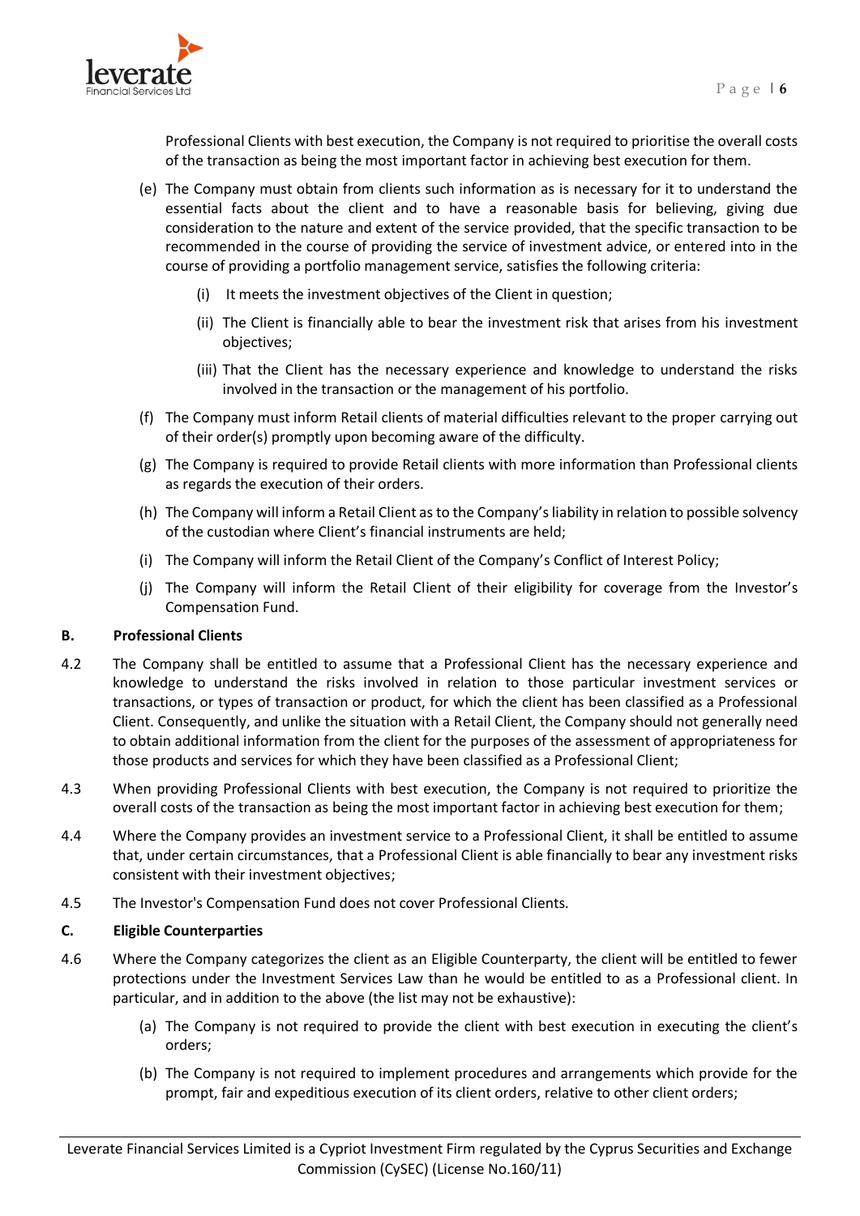Professional Clients with best execution, the Company is not required to prioritise the overall costs of the transaction as being the most important factor in achieving best execution for them.

(e) The Company must obtain from clients such information as is necessary for it to understand the essential facts about the client and to have a reasonable basis for believing, giving due consideration to the nature and extent of the service provided, that the specific transaction to be recommended in the course of providing the service of investment advice, or entered into in the course of providing a portfolio management service, satisfies the following criteria:

  (i) It meets the investment objectives of the Client in question;

  (ii) The Client is financially able to bear the investment risk that arises from his investment objectives;

  (iii) That the Client has the necessary experience and knowledge to understand the risks involved in the transaction or the management of his portfolio.

(f) The Company must inform Retail clients of material difficulties relevant to the proper carrying out of their order(s) promptly upon becoming aware of the difficulty.

(g) The Company is required to provide Retail clients with more information than Professional clients as regards the execution of their orders.

(h) The Company will inform a Retail Client as to the Company's liability in relation to possible solvency of the custodian where Client's financial instruments are held;

(i) The Company will inform the Retail Client of the Company's Conflict of Interest Policy;

(j) The Company will inform the Retail Client of their eligibility for coverage from the Investor's Compensation Fund.

### B. Professional Clients

4.2 The Company shall be entitled to assume that a Professional Client has the necessary experience and knowledge to understand the risks involved in relation to those particular investment services or transactions, or types of transaction or product, for which the client has been classified as a Professional Client. Consequently, and unlike the situation with a Retail Client, the Company should not generally need to obtain additional information from the client for the purposes of the assessment of appropriateness for those products and services for which they have been classified as a Professional Client;

4.3 When providing Professional Clients with best execution, the Company is not required to prioritize the overall costs of the transaction as being the most important factor in achieving best execution for them;

4.4 Where the Company provides an investment service to a Professional Client, it shall be entitled to assume that, under certain circumstances, that a Professional Client is able financially to bear any investment risks consistent with their investment objectives;

4.5 The Investor's Compensation Fund does not cover Professional Clients.

### C. Eligible Counterparties

4.6 Where the Company categorizes the client as an Eligible Counterparty, the client will be entitled to fewer protections under the Investment Services Law than he would be entitled to as a Professional client. In particular, and in addition to the above (the list may not be exhaustive):

(a) The Company is not required to provide the client with best execution in executing the client's orders;

(b) The Company is not required to implement procedures and arrangements which provide for the prompt, fair and expeditious execution of its client orders, relative to other client orders;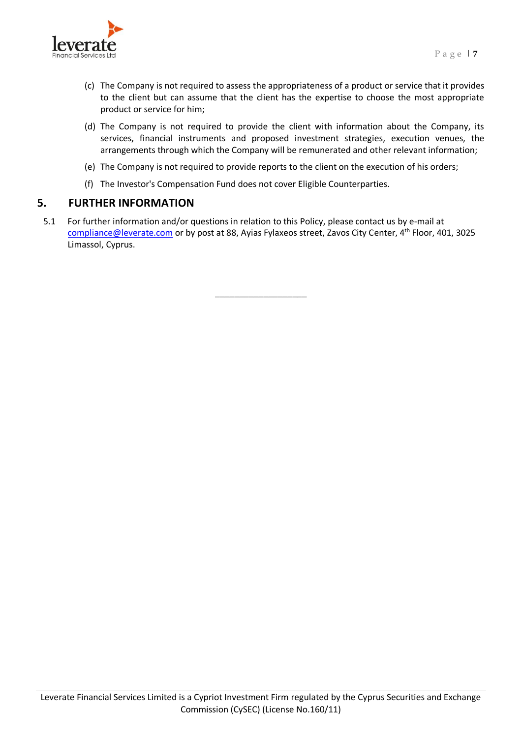(c) The Company is not required to assess the appropriateness of a product or service that it provides to the client but can assume that the client has the expertise to choose the most appropriate product or service for him;

(d) The Company is not required to provide the client with information about the Company, its services, financial instruments and proposed investment strategies, execution venues, the arrangements through which the Company will be remunerated and other relevant information;

(e) The Company is not required to provide reports to the client on the execution of his orders;

(f) The Investor's Compensation Fund does not cover Eligible Counterparties.

## 5. FURTHER INFORMATION

5.1 For further information and/or questions in relation to this Policy, please contact us by e-mail at compliance@leverate.com or by post at 88, Ayias Fylaxeos street, Zavos City Center, 4th Floor, 401, 3025 Limassol, Cyprus.

___________________